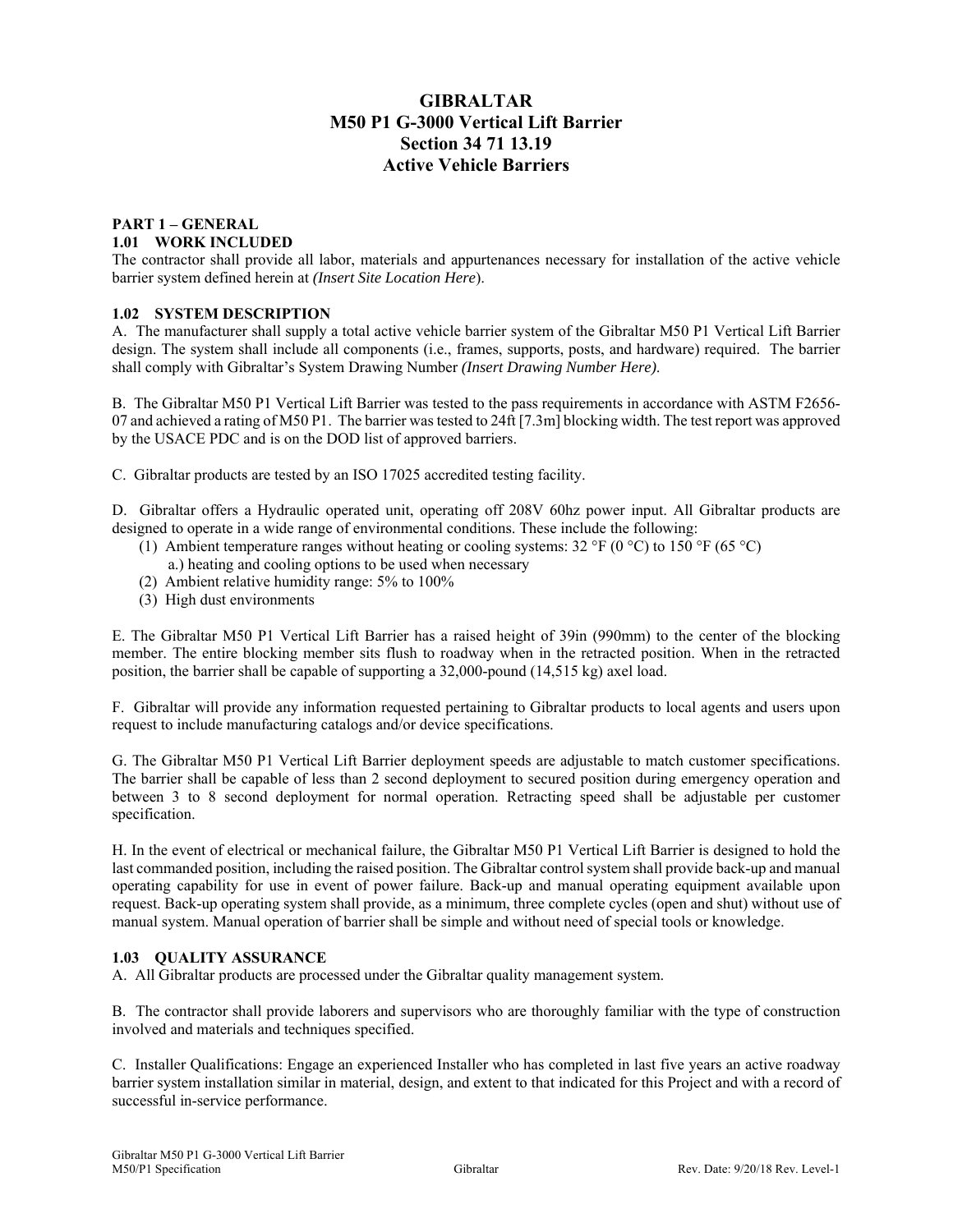# GIBRALTAR
# M50 P1 G-3000 Vertical Lift Barrier
# Section 34 71 13.19
# Active Vehicle Barriers

## PART 1 – GENERAL

### 1.01 WORK INCLUDED

The contractor shall provide all labor, materials and appurtenances necessary for installation of the active vehicle barrier system defined herein at *(Insert Site Location Here*).

### 1.02 SYSTEM DESCRIPTION

A. The manufacturer shall supply a total active vehicle barrier system of the Gibraltar M50 P1 Vertical Lift Barrier design. The system shall include all components (i.e., frames, supports, posts, and hardware) required. The barrier shall comply with Gibraltar's System Drawing Number *(Insert Drawing Number Here)*.

B. The Gibraltar M50 P1 Vertical Lift Barrier was tested to the pass requirements in accordance with ASTM F2656-07 and achieved a rating of M50 P1. The barrier was tested to 24ft [7.3m] blocking width. The test report was approved by the USACE PDC and is on the DOD list of approved barriers.

C. Gibraltar products are tested by an ISO 17025 accredited testing facility.

D. Gibraltar offers a Hydraulic operated unit, operating off 208V 60hz power input. All Gibraltar products are designed to operate in a wide range of environmental conditions. These include the following:

(1) Ambient temperature ranges without heating or cooling systems: 32 °F (0 °C) to 150 °F (65 °C)
  a.) heating and cooling options to be used when necessary
(2) Ambient relative humidity range: 5% to 100%
(3) High dust environments

E. The Gibraltar M50 P1 Vertical Lift Barrier has a raised height of 39in (990mm) to the center of the blocking member. The entire blocking member sits flush to roadway when in the retracted position. When in the retracted position, the barrier shall be capable of supporting a 32,000-pound (14,515 kg) axel load.

F. Gibraltar will provide any information requested pertaining to Gibraltar products to local agents and users upon request to include manufacturing catalogs and/or device specifications.

G. The Gibraltar M50 P1 Vertical Lift Barrier deployment speeds are adjustable to match customer specifications. The barrier shall be capable of less than 2 second deployment to secured position during emergency operation and between 3 to 8 second deployment for normal operation. Retracting speed shall be adjustable per customer specification.

H. In the event of electrical or mechanical failure, the Gibraltar M50 P1 Vertical Lift Barrier is designed to hold the last commanded position, including the raised position. The Gibraltar control system shall provide back-up and manual operating capability for use in event of power failure. Back-up and manual operating equipment available upon request. Back-up operating system shall provide, as a minimum, three complete cycles (open and shut) without use of manual system. Manual operation of barrier shall be simple and without need of special tools or knowledge.

### 1.03 QUALITY ASSURANCE

A. All Gibraltar products are processed under the Gibraltar quality management system.

B. The contractor shall provide laborers and supervisors who are thoroughly familiar with the type of construction involved and materials and techniques specified.

C. Installer Qualifications: Engage an experienced Installer who has completed in last five years an active roadway barrier system installation similar in material, design, and extent to that indicated for this Project and with a record of successful in-service performance.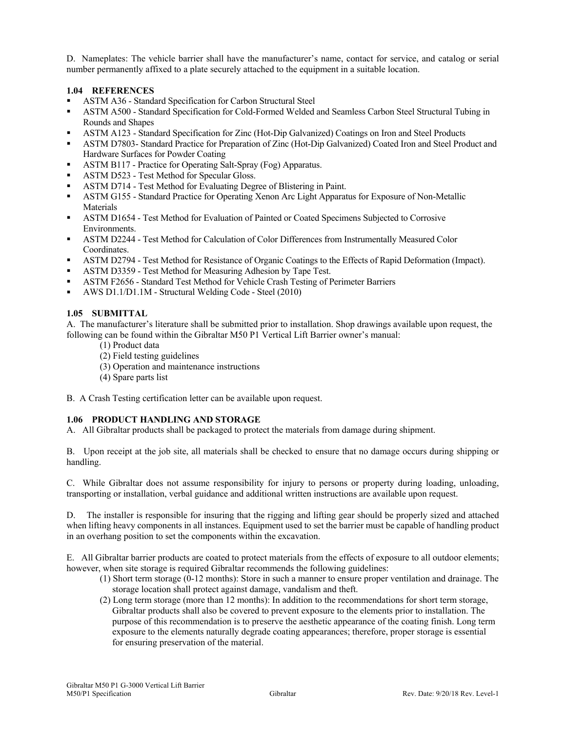D. Nameplates: The vehicle barrier shall have the manufacturer's name, contact for service, and catalog or serial number permanently affixed to a plate securely attached to the equipment in a suitable location.

### 1.04 REFERENCES

- ASTM A36 - Standard Specification for Carbon Structural Steel
- ASTM A500 - Standard Specification for Cold-Formed Welded and Seamless Carbon Steel Structural Tubing in Rounds and Shapes
- ASTM A123 - Standard Specification for Zinc (Hot-Dip Galvanized) Coatings on Iron and Steel Products
- ASTM D7803- Standard Practice for Preparation of Zinc (Hot-Dip Galvanized) Coated Iron and Steel Product and Hardware Surfaces for Powder Coating
- ASTM B117 - Practice for Operating Salt-Spray (Fog) Apparatus.
- ASTM D523 - Test Method for Specular Gloss.
- ASTM D714 - Test Method for Evaluating Degree of Blistering in Paint.
- ASTM G155 - Standard Practice for Operating Xenon Arc Light Apparatus for Exposure of Non-Metallic Materials
- ASTM D1654 - Test Method for Evaluation of Painted or Coated Specimens Subjected to Corrosive Environments.
- ASTM D2244 - Test Method for Calculation of Color Differences from Instrumentally Measured Color Coordinates.
- ASTM D2794 - Test Method for Resistance of Organic Coatings to the Effects of Rapid Deformation (Impact).
- ASTM D3359 - Test Method for Measuring Adhesion by Tape Test.
- ASTM F2656 - Standard Test Method for Vehicle Crash Testing of Perimeter Barriers
- AWS D1.1/D1.1M - Structural Welding Code - Steel (2010)

### 1.05 SUBMITTAL

A. The manufacturer's literature shall be submitted prior to installation. Shop drawings available upon request, the following can be found within the Gibraltar M50 P1 Vertical Lift Barrier owner's manual:

(1) Product data
(2) Field testing guidelines
(3) Operation and maintenance instructions
(4) Spare parts list

B. A Crash Testing certification letter can be available upon request.

### 1.06 PRODUCT HANDLING AND STORAGE

A. All Gibraltar products shall be packaged to protect the materials from damage during shipment.

B. Upon receipt at the job site, all materials shall be checked to ensure that no damage occurs during shipping or handling.

C. While Gibraltar does not assume responsibility for injury to persons or property during loading, unloading, transporting or installation, verbal guidance and additional written instructions are available upon request.

D. The installer is responsible for insuring that the rigging and lifting gear should be properly sized and attached when lifting heavy components in all instances. Equipment used to set the barrier must be capable of handling product in an overhang position to set the components within the excavation.

E. All Gibraltar barrier products are coated to protect materials from the effects of exposure to all outdoor elements; however, when site storage is required Gibraltar recommends the following guidelines:

(1) Short term storage (0-12 months): Store in such a manner to ensure proper ventilation and drainage. The storage location shall protect against damage, vandalism and theft.
(2) Long term storage (more than 12 months): In addition to the recommendations for short term storage, Gibraltar products shall also be covered to prevent exposure to the elements prior to installation. The purpose of this recommendation is to preserve the aesthetic appearance of the coating finish. Long term exposure to the elements naturally degrade coating appearances; therefore, proper storage is essential for ensuring preservation of the material.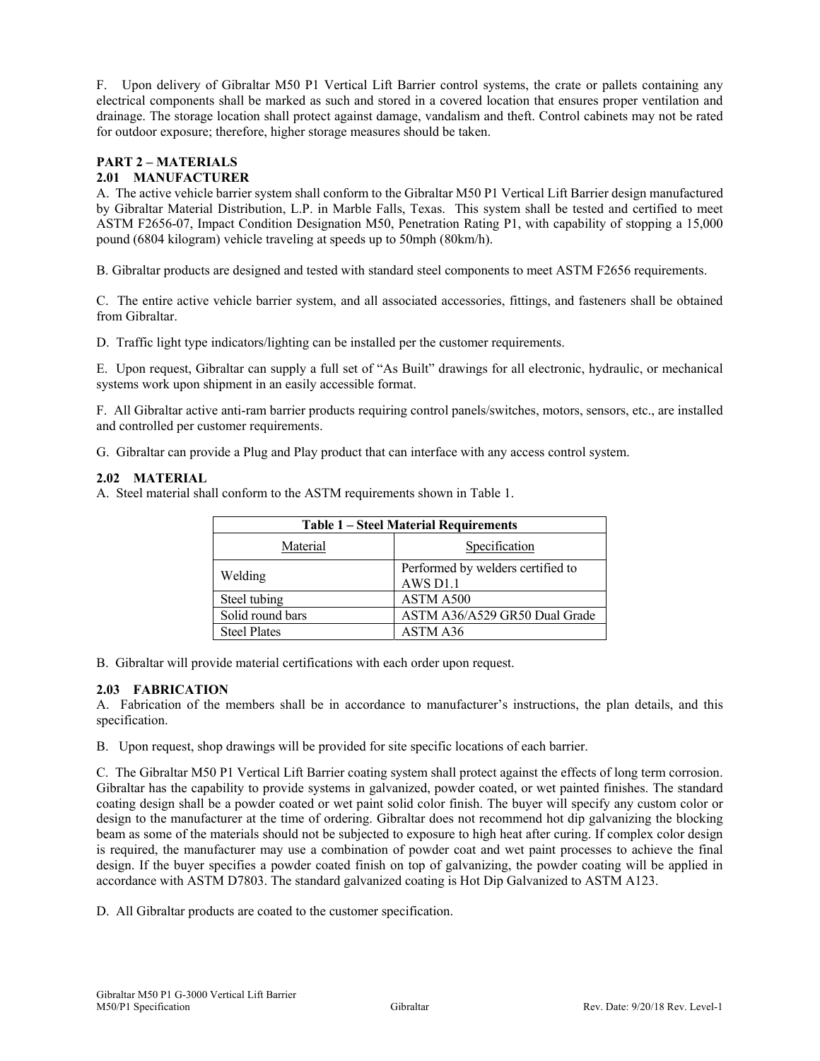F. Upon delivery of Gibraltar M50 P1 Vertical Lift Barrier control systems, the crate or pallets containing any electrical components shall be marked as such and stored in a covered location that ensures proper ventilation and drainage. The storage location shall protect against damage, vandalism and theft. Control cabinets may not be rated for outdoor exposure; therefore, higher storage measures should be taken.

## PART 2 – MATERIALS

### 2.01 MANUFACTURER

A. The active vehicle barrier system shall conform to the Gibraltar M50 P1 Vertical Lift Barrier design manufactured by Gibraltar Material Distribution, L.P. in Marble Falls, Texas. This system shall be tested and certified to meet ASTM F2656-07, Impact Condition Designation M50, Penetration Rating P1, with capability of stopping a 15,000 pound (6804 kilogram) vehicle traveling at speeds up to 50mph (80km/h).

B. Gibraltar products are designed and tested with standard steel components to meet ASTM F2656 requirements.

C. The entire active vehicle barrier system, and all associated accessories, fittings, and fasteners shall be obtained from Gibraltar.

D. Traffic light type indicators/lighting can be installed per the customer requirements.

E. Upon request, Gibraltar can supply a full set of "As Built" drawings for all electronic, hydraulic, or mechanical systems work upon shipment in an easily accessible format.

F. All Gibraltar active anti-ram barrier products requiring control panels/switches, motors, sensors, etc., are installed and controlled per customer requirements.

G. Gibraltar can provide a Plug and Play product that can interface with any access control system.

### 2.02 MATERIAL

A. Steel material shall conform to the ASTM requirements shown in Table 1.

**Table 1 – Steel Material Requirements**

| Material | Specification |
|---|---|
| Welding | Performed by welders certified to AWS D1.1 |
| Steel tubing | ASTM A500 |
| Solid round bars | ASTM A36/A529 GR50 Dual Grade |
| Steel Plates | ASTM A36 |

B. Gibraltar will provide material certifications with each order upon request.

### 2.03 FABRICATION

A. Fabrication of the members shall be in accordance to manufacturer's instructions, the plan details, and this specification.

B. Upon request, shop drawings will be provided for site specific locations of each barrier.

C. The Gibraltar M50 P1 Vertical Lift Barrier coating system shall protect against the effects of long term corrosion. Gibraltar has the capability to provide systems in galvanized, powder coated, or wet painted finishes. The standard coating design shall be a powder coated or wet paint solid color finish. The buyer will specify any custom color or design to the manufacturer at the time of ordering. Gibraltar does not recommend hot dip galvanizing the blocking beam as some of the materials should not be subjected to exposure to high heat after curing. If complex color design is required, the manufacturer may use a combination of powder coat and wet paint processes to achieve the final design. If the buyer specifies a powder coated finish on top of galvanizing, the powder coating will be applied in accordance with ASTM D7803. The standard galvanized coating is Hot Dip Galvanized to ASTM A123.

D. All Gibraltar products are coated to the customer specification.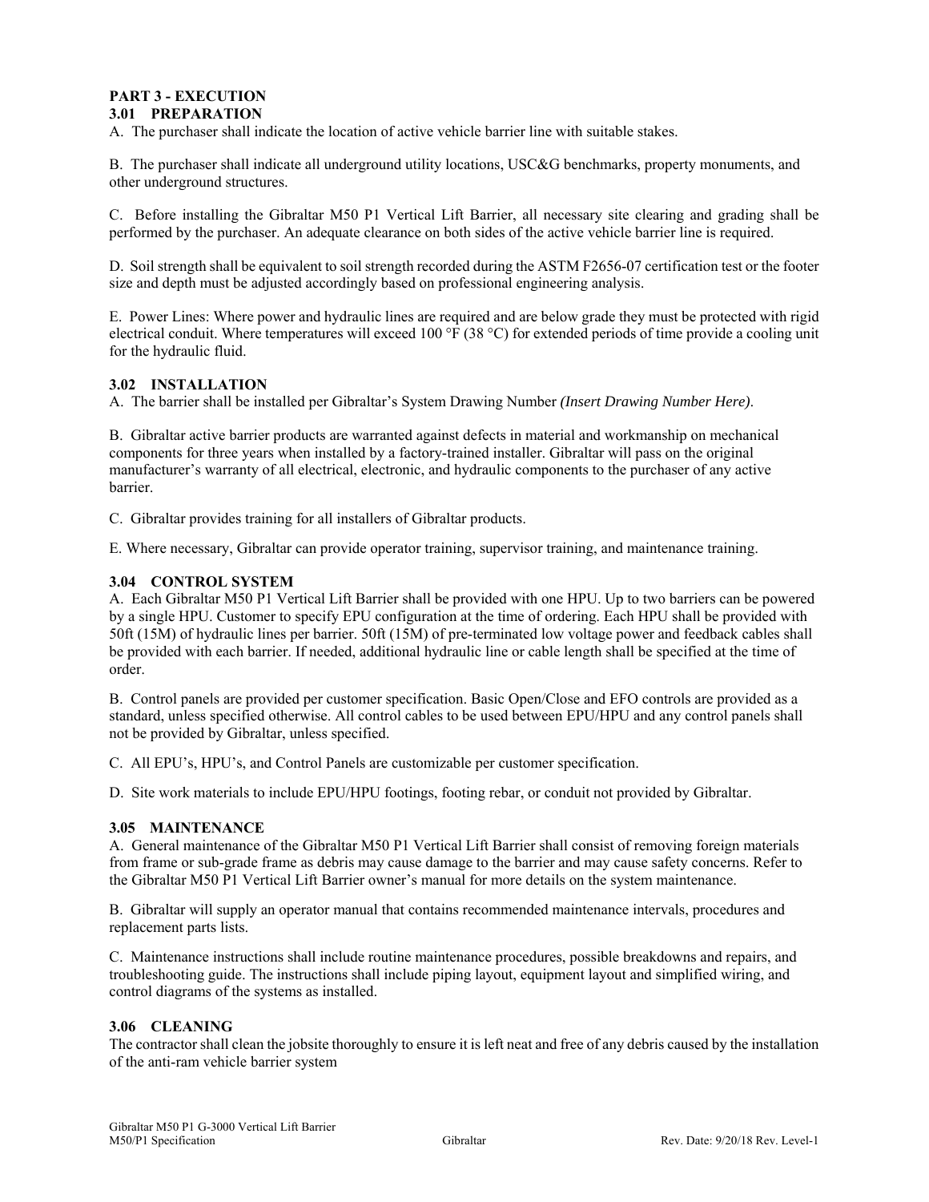# PART 3 - EXECUTION

## 3.01 PREPARATION

A. The purchaser shall indicate the location of active vehicle barrier line with suitable stakes.

B. The purchaser shall indicate all underground utility locations, USC&G benchmarks, property monuments, and other underground structures.

C. Before installing the Gibraltar M50 P1 Vertical Lift Barrier, all necessary site clearing and grading shall be performed by the purchaser. An adequate clearance on both sides of the active vehicle barrier line is required.

D. Soil strength shall be equivalent to soil strength recorded during the ASTM F2656-07 certification test or the footer size and depth must be adjusted accordingly based on professional engineering analysis.

E. Power Lines: Where power and hydraulic lines are required and are below grade they must be protected with rigid electrical conduit. Where temperatures will exceed 100 °F (38 °C) for extended periods of time provide a cooling unit for the hydraulic fluid.

## 3.02 INSTALLATION

A. The barrier shall be installed per Gibraltar's System Drawing Number *(Insert Drawing Number Here)*.

B. Gibraltar active barrier products are warranted against defects in material and workmanship on mechanical components for three years when installed by a factory-trained installer. Gibraltar will pass on the original manufacturer's warranty of all electrical, electronic, and hydraulic components to the purchaser of any active barrier.

C. Gibraltar provides training for all installers of Gibraltar products.

E. Where necessary, Gibraltar can provide operator training, supervisor training, and maintenance training.

## 3.04 CONTROL SYSTEM

A. Each Gibraltar M50 P1 Vertical Lift Barrier shall be provided with one HPU. Up to two barriers can be powered by a single HPU. Customer to specify EPU configuration at the time of ordering. Each HPU shall be provided with 50ft (15M) of hydraulic lines per barrier. 50ft (15M) of pre-terminated low voltage power and feedback cables shall be provided with each barrier. If needed, additional hydraulic line or cable length shall be specified at the time of order.

B. Control panels are provided per customer specification. Basic Open/Close and EFO controls are provided as a standard, unless specified otherwise. All control cables to be used between EPU/HPU and any control panels shall not be provided by Gibraltar, unless specified.

C. All EPU's, HPU's, and Control Panels are customizable per customer specification.

D. Site work materials to include EPU/HPU footings, footing rebar, or conduit not provided by Gibraltar.

## 3.05 MAINTENANCE

A. General maintenance of the Gibraltar M50 P1 Vertical Lift Barrier shall consist of removing foreign materials from frame or sub-grade frame as debris may cause damage to the barrier and may cause safety concerns. Refer to the Gibraltar M50 P1 Vertical Lift Barrier owner's manual for more details on the system maintenance.

B. Gibraltar will supply an operator manual that contains recommended maintenance intervals, procedures and replacement parts lists.

C. Maintenance instructions shall include routine maintenance procedures, possible breakdowns and repairs, and troubleshooting guide. The instructions shall include piping layout, equipment layout and simplified wiring, and control diagrams of the systems as installed.

## 3.06 CLEANING

The contractor shall clean the jobsite thoroughly to ensure it is left neat and free of any debris caused by the installation of the anti-ram vehicle barrier system